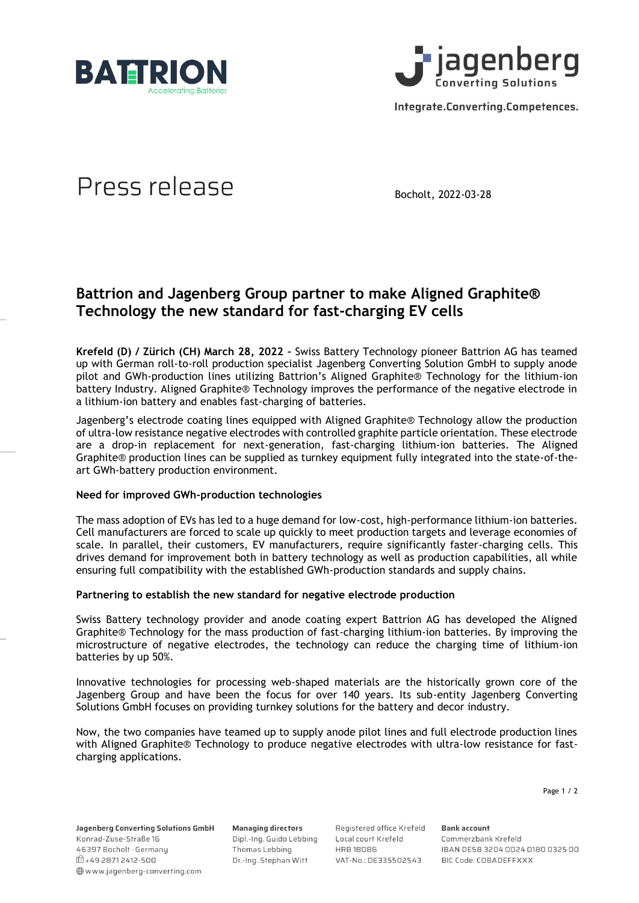Integrate.Converting.Competences.

# Press release

Bocholt, 2022-03-28

## Battrion and Jagenberg Group partner to make Aligned Graphite® Technology the new standard for fast-charging EV cells

**Krefeld (D) / Zürich (CH) March 28, 2022 –** Swiss Battery Technology pioneer Battrion AG has teamed up with German roll-to-roll production specialist Jagenberg Converting Solution GmbH to supply anode pilot and GWh-production lines utilizing Battrion's Aligned Graphite® Technology for the lithium-ion battery Industry. Aligned Graphite® Technology improves the performance of the negative electrode in a lithium-ion battery and enables fast-charging of batteries.

Jagenberg's electrode coating lines equipped with Aligned Graphite® Technology allow the production of ultra-low resistance negative electrodes with controlled graphite particle orientation. These electrode are a drop-in replacement for next-generation, fast-charging lithium-ion batteries. The Aligned Graphite® production lines can be supplied as turnkey equipment fully integrated into the state-of-the-art GWh-battery production environment.

### Need for improved GWh-production technologies

The mass adoption of EVs has led to a huge demand for low-cost, high-performance lithium-ion batteries. Cell manufacturers are forced to scale up quickly to meet production targets and leverage economies of scale. In parallel, their customers, EV manufacturers, require significantly faster-charging cells. This drives demand for improvement both in battery technology as well as production capabilities, all while ensuring full compatibility with the established GWh-production standards and supply chains.

### Partnering to establish the new standard for negative electrode production

Swiss Battery technology provider and anode coating expert Battrion AG has developed the Aligned Graphite® Technology for the mass production of fast-charging lithium-ion batteries. By improving the microstructure of negative electrodes, the technology can reduce the charging time of lithium-ion batteries by up 50%.

Innovative technologies for processing web-shaped materials are the historically grown core of the Jagenberg Group and have been the focus for over 140 years. Its sub-entity Jagenberg Converting Solutions GmbH focuses on providing turnkey solutions for the battery and decor industry.

Now, the two companies have teamed up to supply anode pilot lines and full electrode production lines with Aligned Graphite® Technology to produce negative electrodes with ultra-low resistance for fast-charging applications.

**Jagenberg Converting Solutions GmbH**
Konrad-Zuse-Straße 16
46397 Bocholt · Germany
+49 2871 2412-500
www.jagenberg-converting.com

**Managing directors**
Dipl.-Ing. Guido Lebbing
Thomas Lebbing
Dr.-Ing. Stephan Witt

Registered office Krefeld
Local court Krefeld
HRB 18086
VAT-No.: DE335502543

**Bank account**
Commerzbank Krefeld
IBAN DE58 3204 0024 0180 0325 00
BIC Code: COBADEFFXXX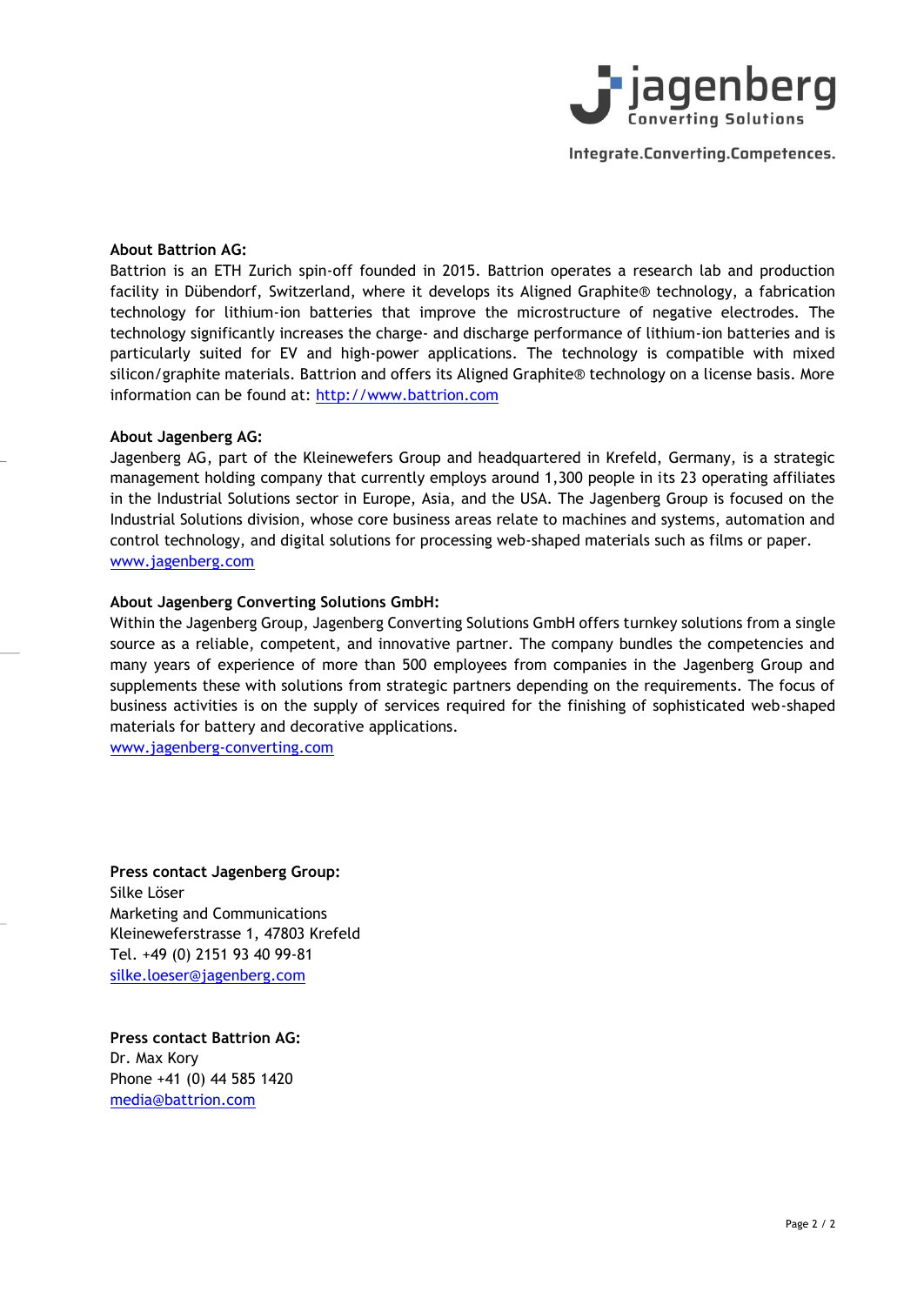**About Battrion AG:**

Battrion is an ETH Zurich spin-off founded in 2015. Battrion operates a research lab and production facility in Dübendorf, Switzerland, where it develops its Aligned Graphite® technology, a fabrication technology for lithium-ion batteries that improve the microstructure of negative electrodes. The technology significantly increases the charge- and discharge performance of lithium-ion batteries and is particularly suited for EV and high-power applications. The technology is compatible with mixed silicon/graphite materials. Battrion and offers its Aligned Graphite® technology on a license basis. More information can be found at: [http://www.battrion.com](http://www.battrion.com)

**About Jagenberg AG:**

Jagenberg AG, part of the Kleinewefers Group and headquartered in Krefeld, Germany, is a strategic management holding company that currently employs around 1,300 people in its 23 operating affiliates in the Industrial Solutions sector in Europe, Asia, and the USA. The Jagenberg Group is focused on the Industrial Solutions division, whose core business areas relate to machines and systems, automation and control technology, and digital solutions for processing web-shaped materials such as films or paper.
[www.jagenberg.com](http://www.jagenberg.com)

**About Jagenberg Converting Solutions GmbH:**

Within the Jagenberg Group, Jagenberg Converting Solutions GmbH offers turnkey solutions from a single source as a reliable, competent, and innovative partner. The company bundles the competencies and many years of experience of more than 500 employees from companies in the Jagenberg Group and supplements these with solutions from strategic partners depending on the requirements. The focus of business activities is on the supply of services required for the finishing of sophisticated web-shaped materials for battery and decorative applications.
[www.jagenberg-converting.com](http://www.jagenberg-converting.com)

**Press contact Jagenberg Group:**
Silke Löser
Marketing and Communications
Kleineweferstrasse 1, 47803 Krefeld
Tel. +49 (0) 2151 93 40 99-81
[silke.loeser@jagenberg.com](mailto:silke.loeser@jagenberg.com)

**Press contact Battrion AG:**
Dr. Max Kory
Phone +41 (0) 44 585 1420
[media@battrion.com](mailto:media@battrion.com)